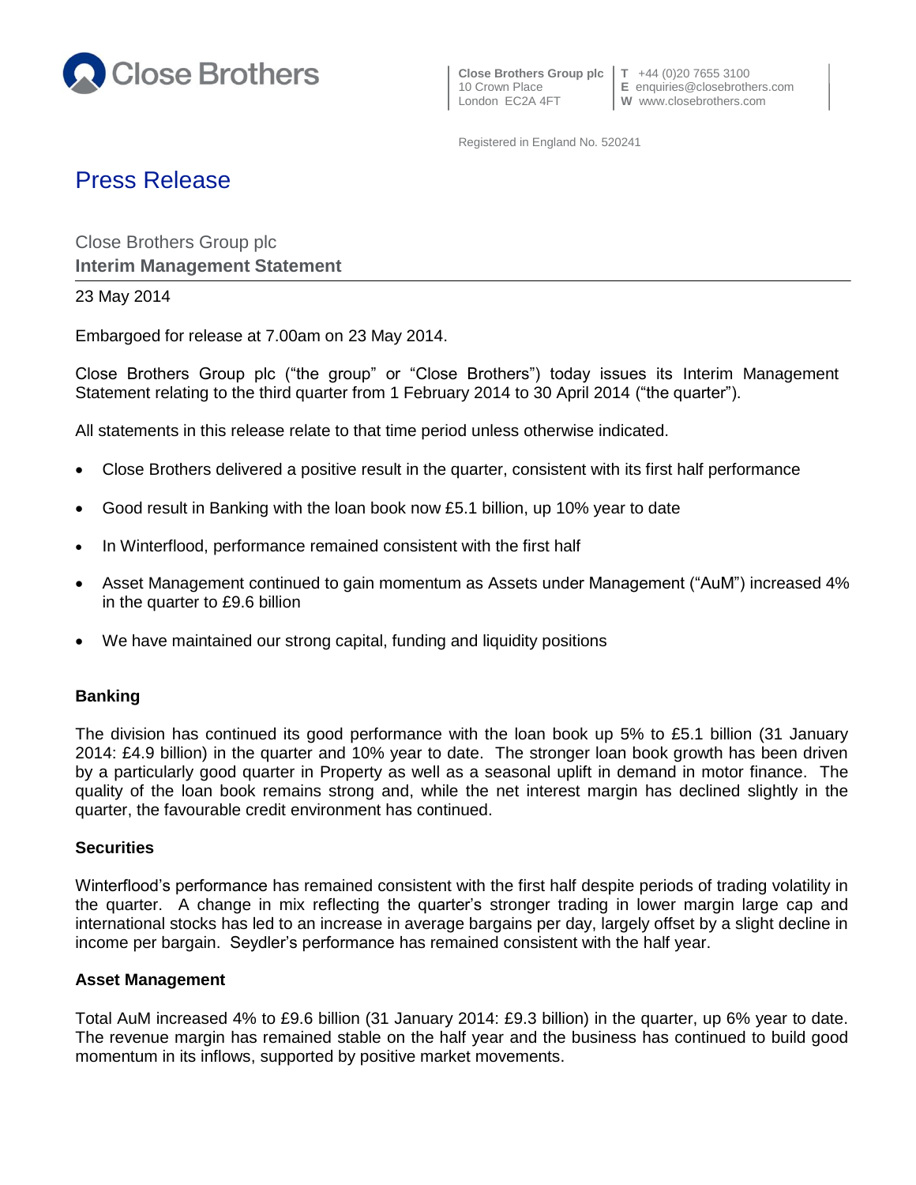Close Brothers

**Close Brothers Group plc**
10 Crown Place
London EC2A 4FT

**T** +44 (0)20 7655 3100
**E** enquiries@closebrothers.com
**W** www.closebrothers.com

Registered in England No. 520241

# Press Release

Close Brothers Group plc
**Interim Management Statement**

23 May 2014

Embargoed for release at 7.00am on 23 May 2014.

Close Brothers Group plc ("the group" or "Close Brothers") today issues its Interim Management Statement relating to the third quarter from 1 February 2014 to 30 April 2014 ("the quarter").

All statements in this release relate to that time period unless otherwise indicated.

- Close Brothers delivered a positive result in the quarter, consistent with its first half performance
- Good result in Banking with the loan book now £5.1 billion, up 10% year to date
- In Winterflood, performance remained consistent with the first half
- Asset Management continued to gain momentum as Assets under Management ("AuM") increased 4% in the quarter to £9.6 billion
- We have maintained our strong capital, funding and liquidity positions

### Banking

The division has continued its good performance with the loan book up 5% to £5.1 billion (31 January 2014: £4.9 billion) in the quarter and 10% year to date. The stronger loan book growth has been driven by a particularly good quarter in Property as well as a seasonal uplift in demand in motor finance. The quality of the loan book remains strong and, while the net interest margin has declined slightly in the quarter, the favourable credit environment has continued.

### Securities

Winterflood's performance has remained consistent with the first half despite periods of trading volatility in the quarter. A change in mix reflecting the quarter's stronger trading in lower margin large cap and international stocks has led to an increase in average bargains per day, largely offset by a slight decline in income per bargain. Seydler's performance has remained consistent with the half year.

### Asset Management

Total AuM increased 4% to £9.6 billion (31 January 2014: £9.3 billion) in the quarter, up 6% year to date. The revenue margin has remained stable on the half year and the business has continued to build good momentum in its inflows, supported by positive market movements.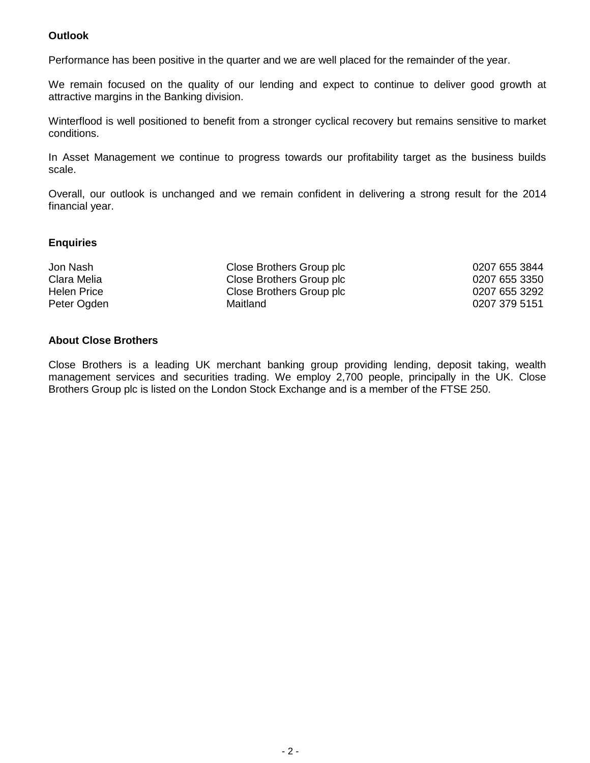**Outlook**

Performance has been positive in the quarter and we are well placed for the remainder of the year.

We remain focused on the quality of our lending and expect to continue to deliver good growth at attractive margins in the Banking division.

Winterflood is well positioned to benefit from a stronger cyclical recovery but remains sensitive to market conditions.

In Asset Management we continue to progress towards our profitability target as the business builds scale.

Overall, our outlook is unchanged and we remain confident in delivering a strong result for the 2014 financial year.

**Enquiries**

| | | |
|---|---|---|
| Jon Nash | Close Brothers Group plc | 0207 655 3844 |
| Clara Melia | Close Brothers Group plc | 0207 655 3350 |
| Helen Price | Close Brothers Group plc | 0207 655 3292 |
| Peter Ogden | Maitland | 0207 379 5151 |

**About Close Brothers**

Close Brothers is a leading UK merchant banking group providing lending, deposit taking, wealth management services and securities trading. We employ 2,700 people, principally in the UK. Close Brothers Group plc is listed on the London Stock Exchange and is a member of the FTSE 250.